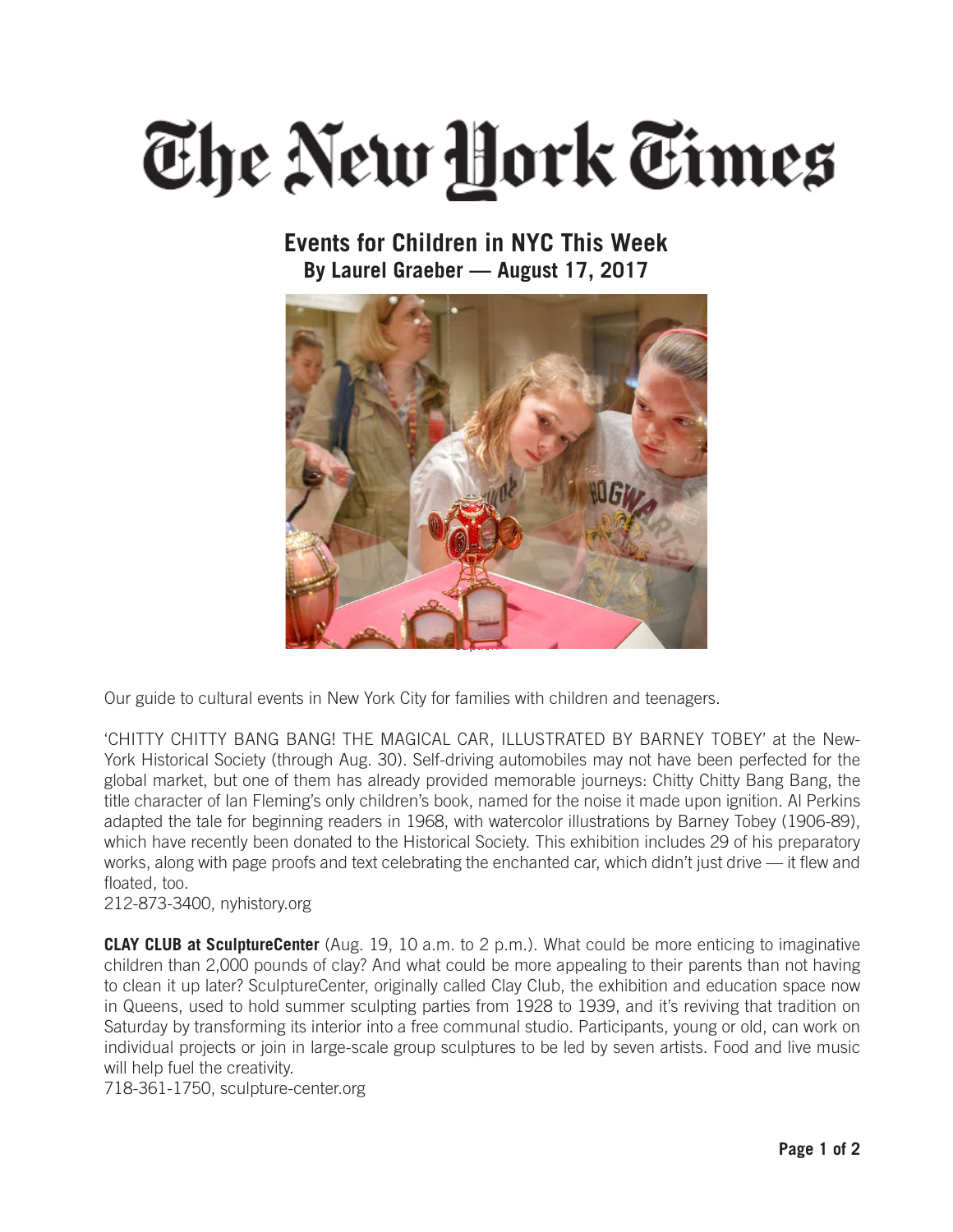# The New York Times

## Events for Children in NYC This Week

**By Laurel Graeber — August 17, 2017**

Our guide to cultural events in New York City for families with children and teenagers.

'CHITTY CHITTY BANG BANG! THE MAGICAL CAR, ILLUSTRATED BY BARNEY TOBEY' at the New-York Historical Society (through Aug. 30). Self-driving automobiles may not have been perfected for the global market, but one of them has already provided memorable journeys: Chitty Chitty Bang Bang, the title character of Ian Fleming's only children's book, named for the noise it made upon ignition. Al Perkins adapted the tale for beginning readers in 1968, with watercolor illustrations by Barney Tobey (1906-89), which have recently been donated to the Historical Society. This exhibition includes 29 of his preparatory works, along with page proofs and text celebrating the enchanted car, which didn't just drive — it flew and floated, too.
212-873-3400, nyhistory.org

**CLAY CLUB at SculptureCenter** (Aug. 19, 10 a.m. to 2 p.m.). What could be more enticing to imaginative children than 2,000 pounds of clay? And what could be more appealing to their parents than not having to clean it up later? SculptureCenter, originally called Clay Club, the exhibition and education space now in Queens, used to hold summer sculpting parties from 1928 to 1939, and it's reviving that tradition on Saturday by transforming its interior into a free communal studio. Participants, young or old, can work on individual projects or join in large-scale group sculptures to be led by seven artists. Food and live music will help fuel the creativity.
718-361-1750, sculpture-center.org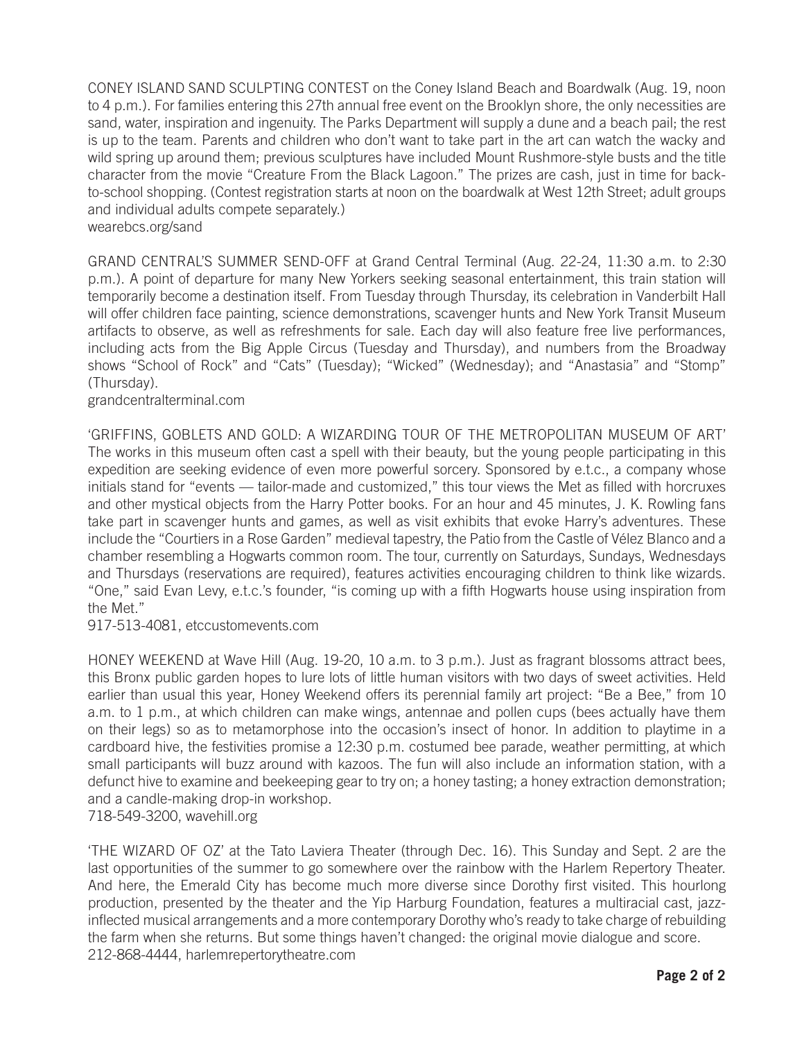CONEY ISLAND SAND SCULPTING CONTEST on the Coney Island Beach and Boardwalk (Aug. 19, noon to 4 p.m.). For families entering this 27th annual free event on the Brooklyn shore, the only necessities are sand, water, inspiration and ingenuity. The Parks Department will supply a dune and a beach pail; the rest is up to the team. Parents and children who don't want to take part in the art can watch the wacky and wild spring up around them; previous sculptures have included Mount Rushmore-style busts and the title character from the movie "Creature From the Black Lagoon." The prizes are cash, just in time for back-to-school shopping. (Contest registration starts at noon on the boardwalk at West 12th Street; adult groups and individual adults compete separately.)
wearebcs.org/sand

GRAND CENTRAL'S SUMMER SEND-OFF at Grand Central Terminal (Aug. 22-24, 11:30 a.m. to 2:30 p.m.). A point of departure for many New Yorkers seeking seasonal entertainment, this train station will temporarily become a destination itself. From Tuesday through Thursday, its celebration in Vanderbilt Hall will offer children face painting, science demonstrations, scavenger hunts and New York Transit Museum artifacts to observe, as well as refreshments for sale. Each day will also feature free live performances, including acts from the Big Apple Circus (Tuesday and Thursday), and numbers from the Broadway shows "School of Rock" and "Cats" (Tuesday); "Wicked" (Wednesday); and "Anastasia" and "Stomp" (Thursday).
grandcentralterminal.com

'GRIFFINS, GOBLETS AND GOLD: A WIZARDING TOUR OF THE METROPOLITAN MUSEUM OF ART' The works in this museum often cast a spell with their beauty, but the young people participating in this expedition are seeking evidence of even more powerful sorcery. Sponsored by e.t.c., a company whose initials stand for "events — tailor-made and customized," this tour views the Met as filled with horcruxes and other mystical objects from the Harry Potter books. For an hour and 45 minutes, J. K. Rowling fans take part in scavenger hunts and games, as well as visit exhibits that evoke Harry's adventures. These include the "Courtiers in a Rose Garden" medieval tapestry, the Patio from the Castle of Vélez Blanco and a chamber resembling a Hogwarts common room. The tour, currently on Saturdays, Sundays, Wednesdays and Thursdays (reservations are required), features activities encouraging children to think like wizards. "One," said Evan Levy, e.t.c.'s founder, "is coming up with a fifth Hogwarts house using inspiration from the Met."
917-513-4081, etccustomevents.com

HONEY WEEKEND at Wave Hill (Aug. 19-20, 10 a.m. to 3 p.m.). Just as fragrant blossoms attract bees, this Bronx public garden hopes to lure lots of little human visitors with two days of sweet activities. Held earlier than usual this year, Honey Weekend offers its perennial family art project: "Be a Bee," from 10 a.m. to 1 p.m., at which children can make wings, antennae and pollen cups (bees actually have them on their legs) so as to metamorphose into the occasion's insect of honor. In addition to playtime in a cardboard hive, the festivities promise a 12:30 p.m. costumed bee parade, weather permitting, at which small participants will buzz around with kazoos. The fun will also include an information station, with a defunct hive to examine and beekeeping gear to try on; a honey tasting; a honey extraction demonstration; and a candle-making drop-in workshop.
718-549-3200, wavehill.org

'THE WIZARD OF OZ' at the Tato Laviera Theater (through Dec. 16). This Sunday and Sept. 2 are the last opportunities of the summer to go somewhere over the rainbow with the Harlem Repertory Theater. And here, the Emerald City has become much more diverse since Dorothy first visited. This hourlong production, presented by the theater and the Yip Harburg Foundation, features a multiracial cast, jazz-inflected musical arrangements and a more contemporary Dorothy who's ready to take charge of rebuilding the farm when she returns. But some things haven't changed: the original movie dialogue and score.
212-868-4444, harlemrepertorytheatre.com